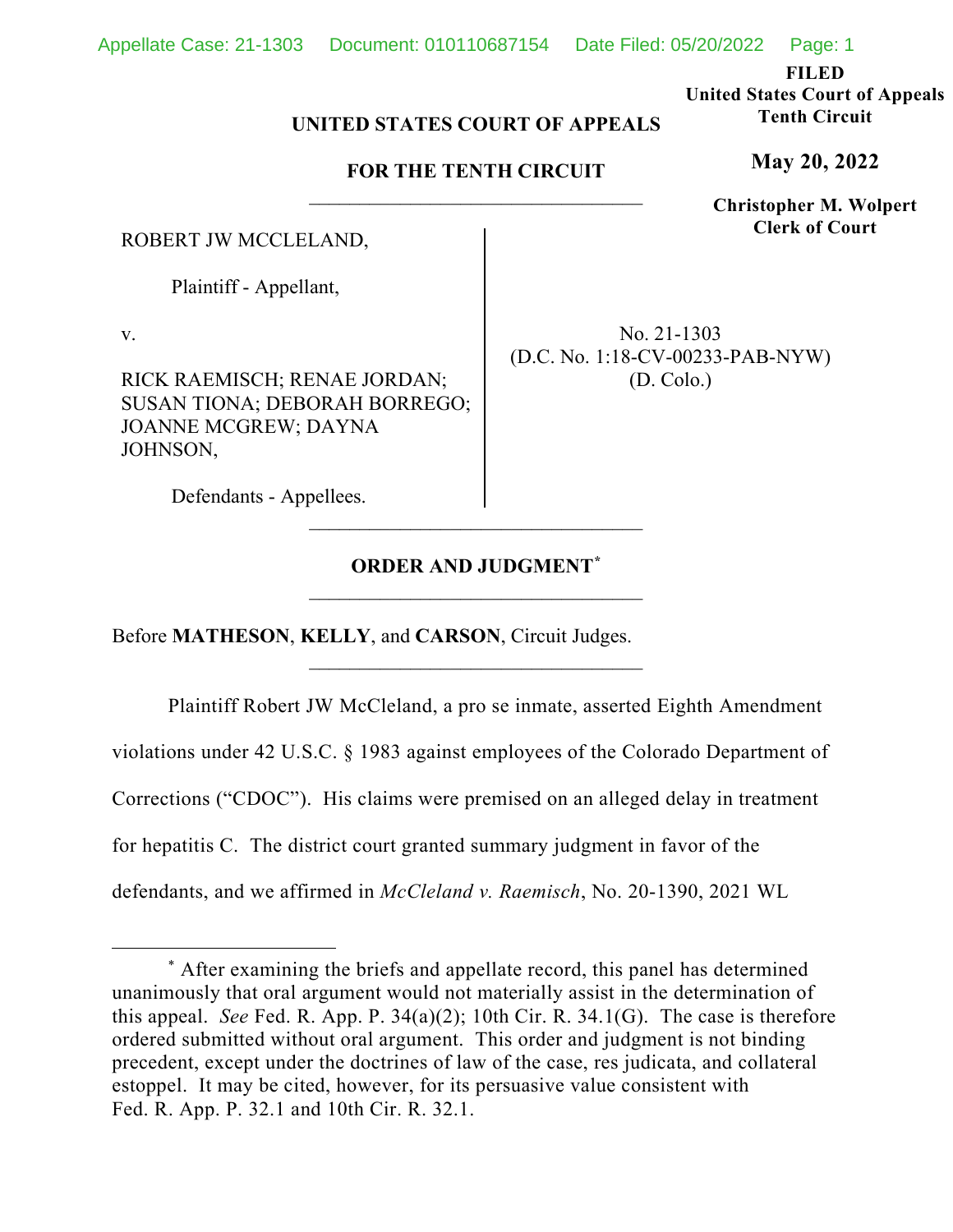FILED
United States Court of Appeals
Tenth Circuit

**May 20, 2022**

**Christopher M. Wolpert**
**Clerk of Court**

**UNITED STATES COURT OF APPEALS**

**FOR THE TENTH CIRCUIT**

---

ROBERT JW MCCLELAND,

Plaintiff - Appellant,

v.

RICK RAEMISCH; RENAE JORDAN; SUSAN TIONA; DEBORAH BORREGO; JOANNE MCGREW; DAYNA JOHNSON,

Defendants - Appellees.

No. 21-1303
(D.C. No. 1:18-CV-00233-PAB-NYW)
(D. Colo.)

---

**ORDER AND JUDGMENT***

---

Before **MATHESON**, **KELLY**, and **CARSON**, Circuit Judges.

---

Plaintiff Robert JW McCleland, a pro se inmate, asserted Eighth Amendment violations under 42 U.S.C. § 1983 against employees of the Colorado Department of Corrections ("CDOC"). His claims were premised on an alleged delay in treatment for hepatitis C. The district court granted summary judgment in favor of the defendants, and we affirmed in *McCleland v. Raemisch*, No. 20-1390, 2021 WL

---

* After examining the briefs and appellate record, this panel has determined unanimously that oral argument would not materially assist in the determination of this appeal. *See* Fed. R. App. P. 34(a)(2); 10th Cir. R. 34.1(G). The case is therefore ordered submitted without oral argument. This order and judgment is not binding precedent, except under the doctrines of law of the case, res judicata, and collateral estoppel. It may be cited, however, for its persuasive value consistent with Fed. R. App. P. 32.1 and 10th Cir. R. 32.1.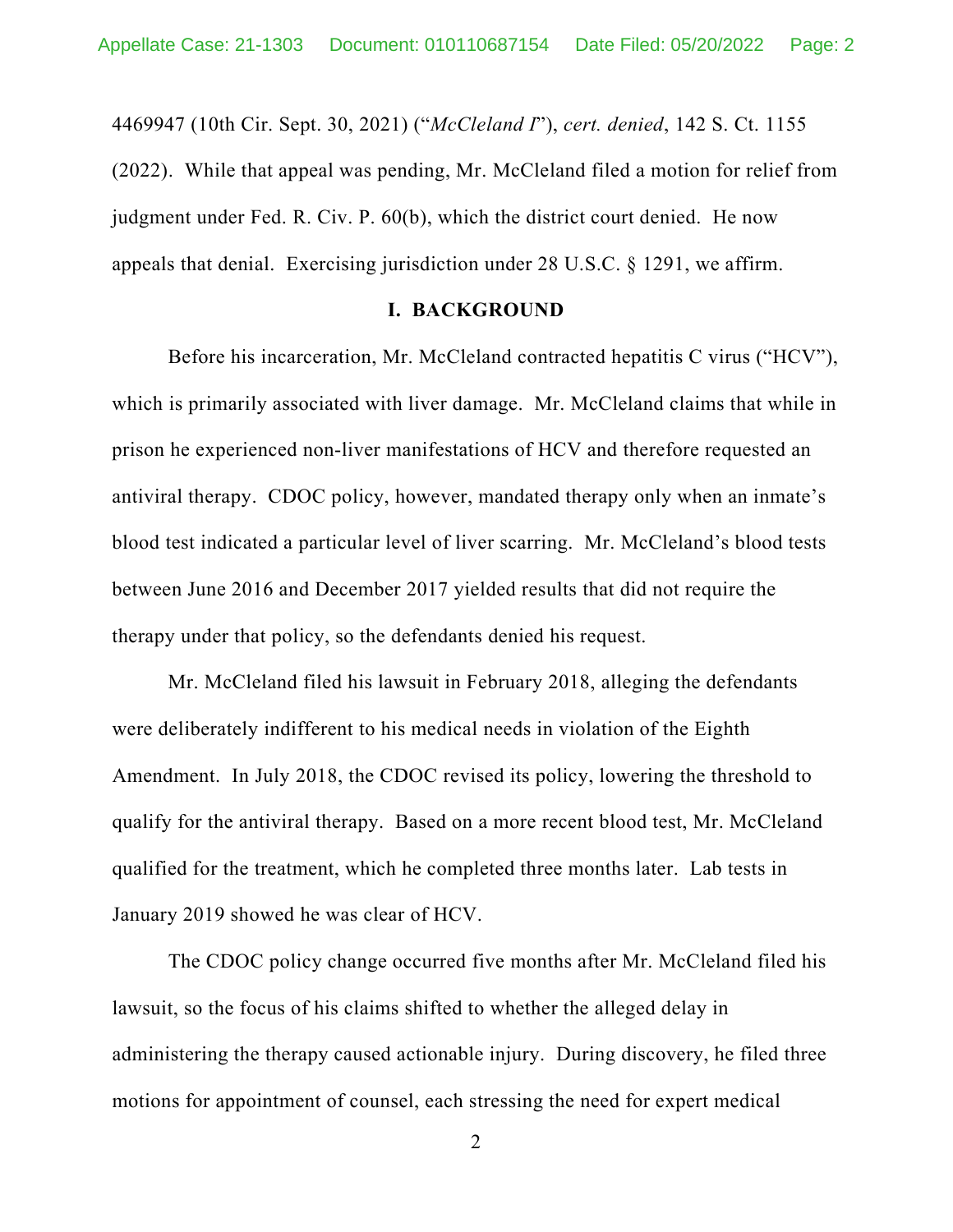4469947 (10th Cir. Sept. 30, 2021) ("*McCleland I*"), *cert. denied*, 142 S. Ct. 1155 (2022). While that appeal was pending, Mr. McCleland filed a motion for relief from judgment under Fed. R. Civ. P. 60(b), which the district court denied. He now appeals that denial. Exercising jurisdiction under 28 U.S.C. § 1291, we affirm.

## I. BACKGROUND

Before his incarceration, Mr. McCleland contracted hepatitis C virus ("HCV"), which is primarily associated with liver damage. Mr. McCleland claims that while in prison he experienced non-liver manifestations of HCV and therefore requested an antiviral therapy. CDOC policy, however, mandated therapy only when an inmate's blood test indicated a particular level of liver scarring. Mr. McCleland's blood tests between June 2016 and December 2017 yielded results that did not require the therapy under that policy, so the defendants denied his request.

Mr. McCleland filed his lawsuit in February 2018, alleging the defendants were deliberately indifferent to his medical needs in violation of the Eighth Amendment. In July 2018, the CDOC revised its policy, lowering the threshold to qualify for the antiviral therapy. Based on a more recent blood test, Mr. McCleland qualified for the treatment, which he completed three months later. Lab tests in January 2019 showed he was clear of HCV.

The CDOC policy change occurred five months after Mr. McCleland filed his lawsuit, so the focus of his claims shifted to whether the alleged delay in administering the therapy caused actionable injury. During discovery, he filed three motions for appointment of counsel, each stressing the need for expert medical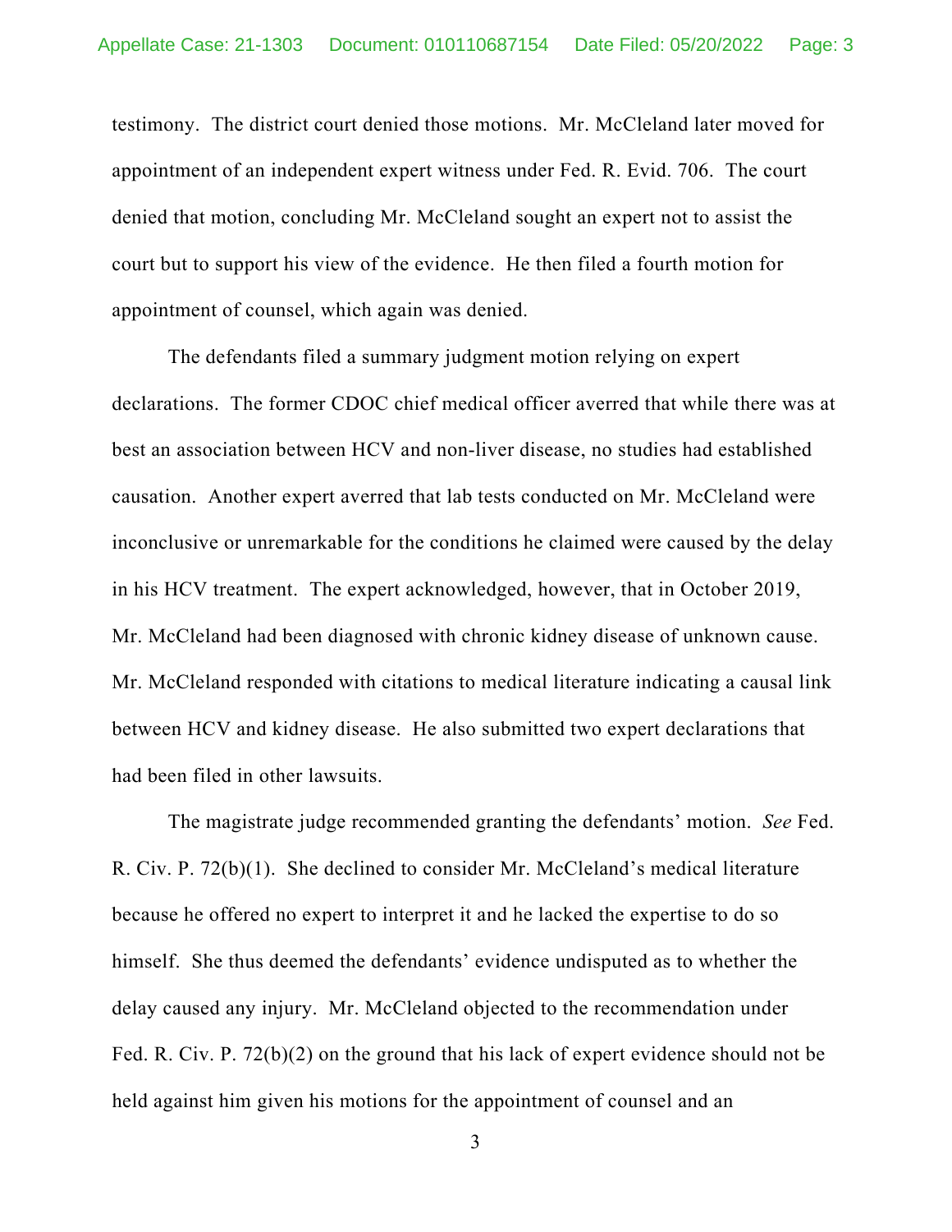testimony. The district court denied those motions. Mr. McCleland later moved for appointment of an independent expert witness under Fed. R. Evid. 706. The court denied that motion, concluding Mr. McCleland sought an expert not to assist the court but to support his view of the evidence. He then filed a fourth motion for appointment of counsel, which again was denied.

The defendants filed a summary judgment motion relying on expert declarations. The former CDOC chief medical officer averred that while there was at best an association between HCV and non-liver disease, no studies had established causation. Another expert averred that lab tests conducted on Mr. McCleland were inconclusive or unremarkable for the conditions he claimed were caused by the delay in his HCV treatment. The expert acknowledged, however, that in October 2019, Mr. McCleland had been diagnosed with chronic kidney disease of unknown cause. Mr. McCleland responded with citations to medical literature indicating a causal link between HCV and kidney disease. He also submitted two expert declarations that had been filed in other lawsuits.

The magistrate judge recommended granting the defendants' motion. *See* Fed. R. Civ. P. 72(b)(1). She declined to consider Mr. McCleland's medical literature because he offered no expert to interpret it and he lacked the expertise to do so himself. She thus deemed the defendants' evidence undisputed as to whether the delay caused any injury. Mr. McCleland objected to the recommendation under Fed. R. Civ. P. 72(b)(2) on the ground that his lack of expert evidence should not be held against him given his motions for the appointment of counsel and an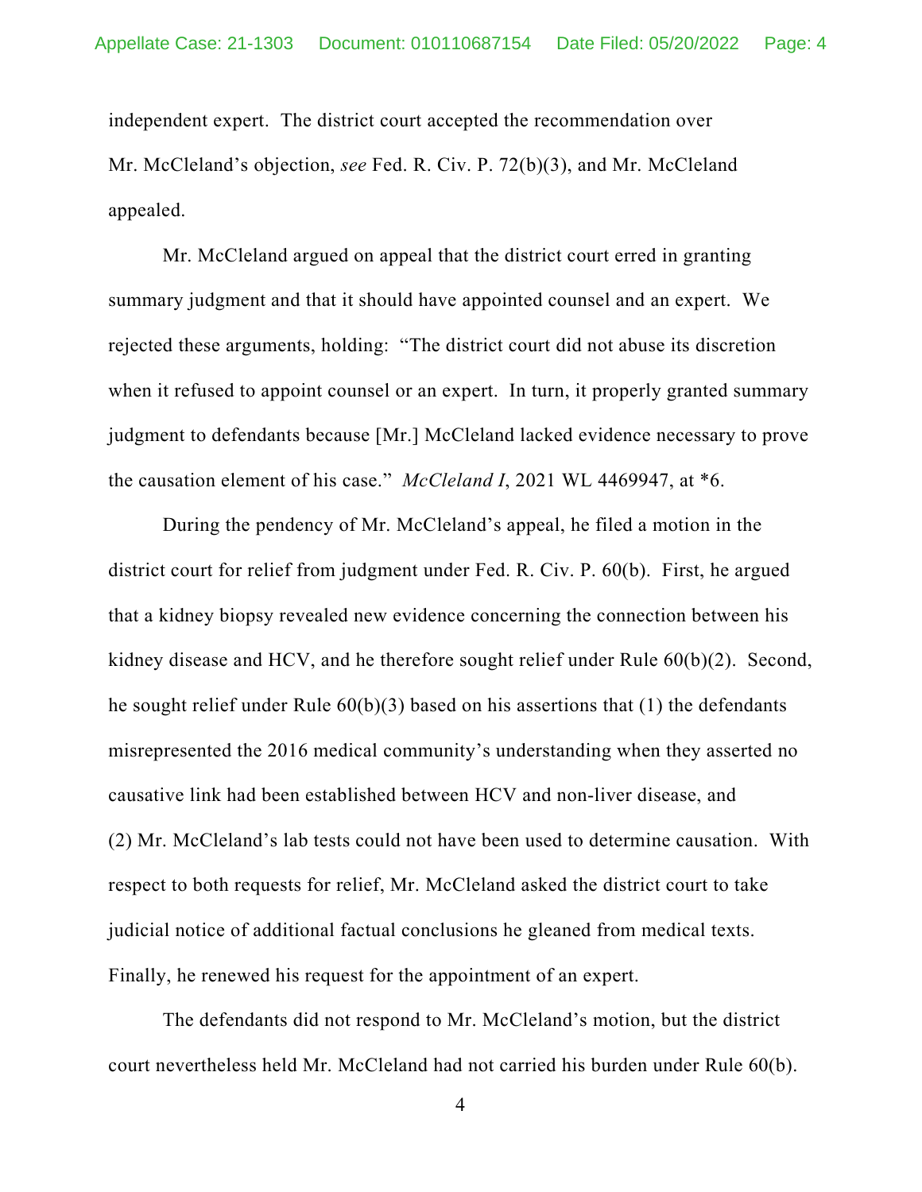independent expert. The district court accepted the recommendation over Mr. McCleland's objection, *see* Fed. R. Civ. P. 72(b)(3), and Mr. McCleland appealed.

Mr. McCleland argued on appeal that the district court erred in granting summary judgment and that it should have appointed counsel and an expert. We rejected these arguments, holding: "The district court did not abuse its discretion when it refused to appoint counsel or an expert. In turn, it properly granted summary judgment to defendants because [Mr.] McCleland lacked evidence necessary to prove the causation element of his case." *McCleland I*, 2021 WL 4469947, at *6.

During the pendency of Mr. McCleland's appeal, he filed a motion in the district court for relief from judgment under Fed. R. Civ. P. 60(b). First, he argued that a kidney biopsy revealed new evidence concerning the connection between his kidney disease and HCV, and he therefore sought relief under Rule 60(b)(2). Second, he sought relief under Rule 60(b)(3) based on his assertions that (1) the defendants misrepresented the 2016 medical community's understanding when they asserted no causative link had been established between HCV and non-liver disease, and (2) Mr. McCleland's lab tests could not have been used to determine causation. With respect to both requests for relief, Mr. McCleland asked the district court to take judicial notice of additional factual conclusions he gleaned from medical texts. Finally, he renewed his request for the appointment of an expert.

The defendants did not respond to Mr. McCleland's motion, but the district court nevertheless held Mr. McCleland had not carried his burden under Rule 60(b).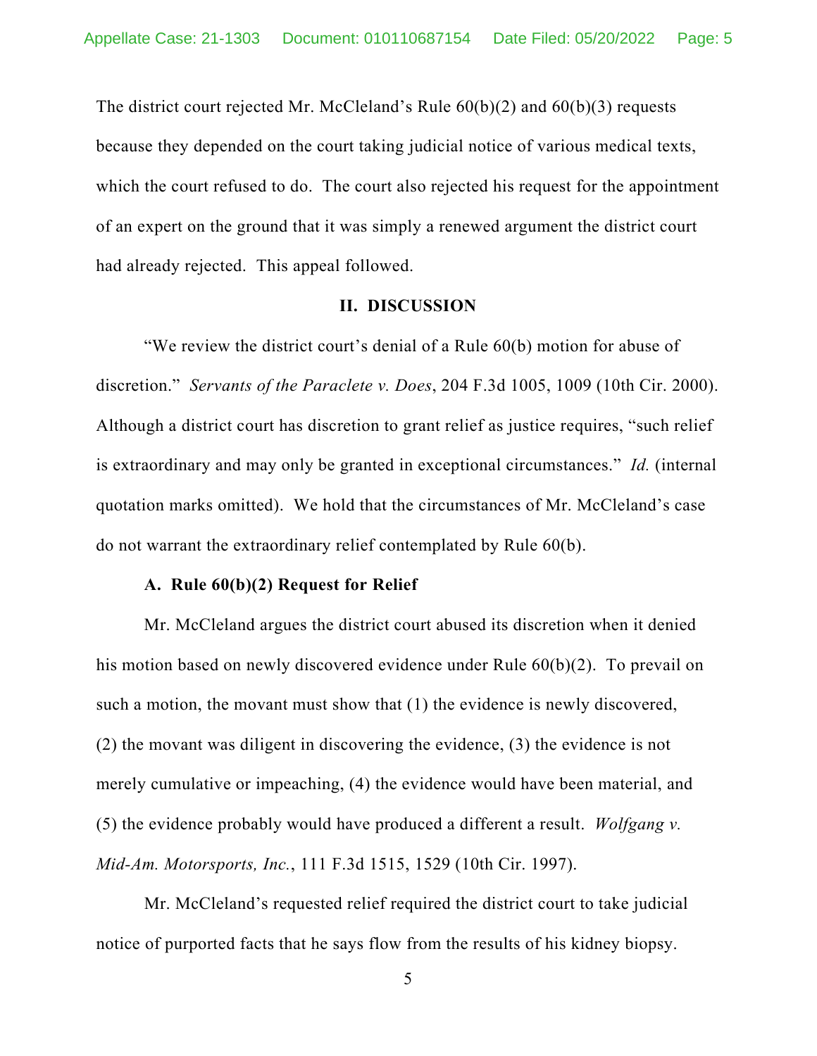The district court rejected Mr. McCleland's Rule 60(b)(2) and 60(b)(3) requests because they depended on the court taking judicial notice of various medical texts, which the court refused to do. The court also rejected his request for the appointment of an expert on the ground that it was simply a renewed argument the district court had already rejected. This appeal followed.

## II. DISCUSSION

"We review the district court's denial of a Rule 60(b) motion for abuse of discretion." *Servants of the Paraclete v. Does*, 204 F.3d 1005, 1009 (10th Cir. 2000). Although a district court has discretion to grant relief as justice requires, "such relief is extraordinary and may only be granted in exceptional circumstances." *Id.* (internal quotation marks omitted). We hold that the circumstances of Mr. McCleland's case do not warrant the extraordinary relief contemplated by Rule 60(b).

### A. Rule 60(b)(2) Request for Relief

Mr. McCleland argues the district court abused its discretion when it denied his motion based on newly discovered evidence under Rule 60(b)(2). To prevail on such a motion, the movant must show that (1) the evidence is newly discovered, (2) the movant was diligent in discovering the evidence, (3) the evidence is not merely cumulative or impeaching, (4) the evidence would have been material, and (5) the evidence probably would have produced a different a result. *Wolfgang v. Mid-Am. Motorsports, Inc.*, 111 F.3d 1515, 1529 (10th Cir. 1997).

Mr. McCleland's requested relief required the district court to take judicial notice of purported facts that he says flow from the results of his kidney biopsy.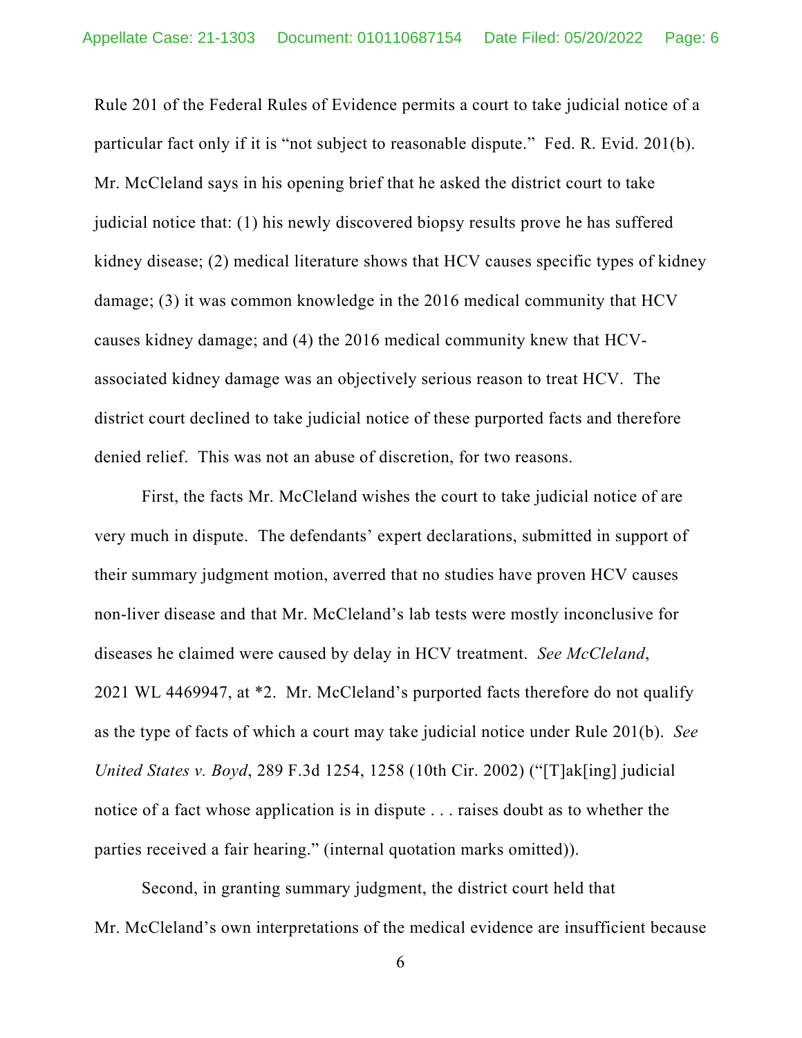Rule 201 of the Federal Rules of Evidence permits a court to take judicial notice of a particular fact only if it is "not subject to reasonable dispute." Fed. R. Evid. 201(b). Mr. McCleland says in his opening brief that he asked the district court to take judicial notice that: (1) his newly discovered biopsy results prove he has suffered kidney disease; (2) medical literature shows that HCV causes specific types of kidney damage; (3) it was common knowledge in the 2016 medical community that HCV causes kidney damage; and (4) the 2016 medical community knew that HCV-associated kidney damage was an objectively serious reason to treat HCV. The district court declined to take judicial notice of these purported facts and therefore denied relief. This was not an abuse of discretion, for two reasons.

First, the facts Mr. McCleland wishes the court to take judicial notice of are very much in dispute. The defendants' expert declarations, submitted in support of their summary judgment motion, averred that no studies have proven HCV causes non-liver disease and that Mr. McCleland's lab tests were mostly inconclusive for diseases he claimed were caused by delay in HCV treatment. *See McCleland*, 2021 WL 4469947, at *2. Mr. McCleland's purported facts therefore do not qualify as the type of facts of which a court may take judicial notice under Rule 201(b). *See United States v. Boyd*, 289 F.3d 1254, 1258 (10th Cir. 2002) ("[T]ak[ing] judicial notice of a fact whose application is in dispute . . . raises doubt as to whether the parties received a fair hearing." (internal quotation marks omitted)).

Second, in granting summary judgment, the district court held that Mr. McCleland's own interpretations of the medical evidence are insufficient because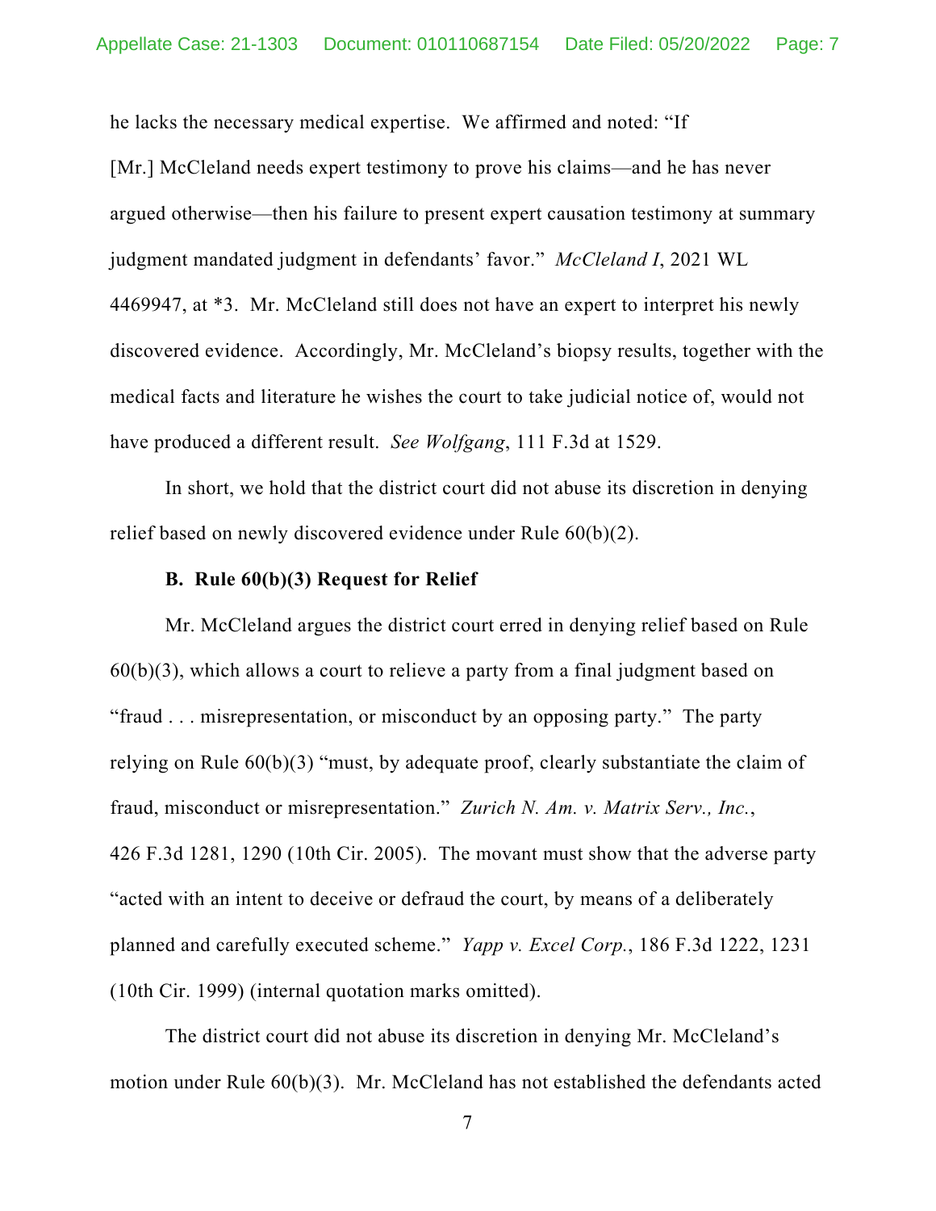he lacks the necessary medical expertise. We affirmed and noted: "If [Mr.] McCleland needs expert testimony to prove his claims—and he has never argued otherwise—then his failure to present expert causation testimony at summary judgment mandated judgment in defendants' favor." *McCleland I*, 2021 WL 4469947, at *3. Mr. McCleland still does not have an expert to interpret his newly discovered evidence. Accordingly, Mr. McCleland's biopsy results, together with the medical facts and literature he wishes the court to take judicial notice of, would not have produced a different result. *See Wolfgang*, 111 F.3d at 1529.

In short, we hold that the district court did not abuse its discretion in denying relief based on newly discovered evidence under Rule 60(b)(2).

**B. Rule 60(b)(3) Request for Relief**

Mr. McCleland argues the district court erred in denying relief based on Rule 60(b)(3), which allows a court to relieve a party from a final judgment based on "fraud . . . misrepresentation, or misconduct by an opposing party." The party relying on Rule 60(b)(3) "must, by adequate proof, clearly substantiate the claim of fraud, misconduct or misrepresentation." *Zurich N. Am. v. Matrix Serv., Inc.*, 426 F.3d 1281, 1290 (10th Cir. 2005). The movant must show that the adverse party "acted with an intent to deceive or defraud the court, by means of a deliberately planned and carefully executed scheme." *Yapp v. Excel Corp.*, 186 F.3d 1222, 1231 (10th Cir. 1999) (internal quotation marks omitted).

The district court did not abuse its discretion in denying Mr. McCleland's motion under Rule 60(b)(3). Mr. McCleland has not established the defendants acted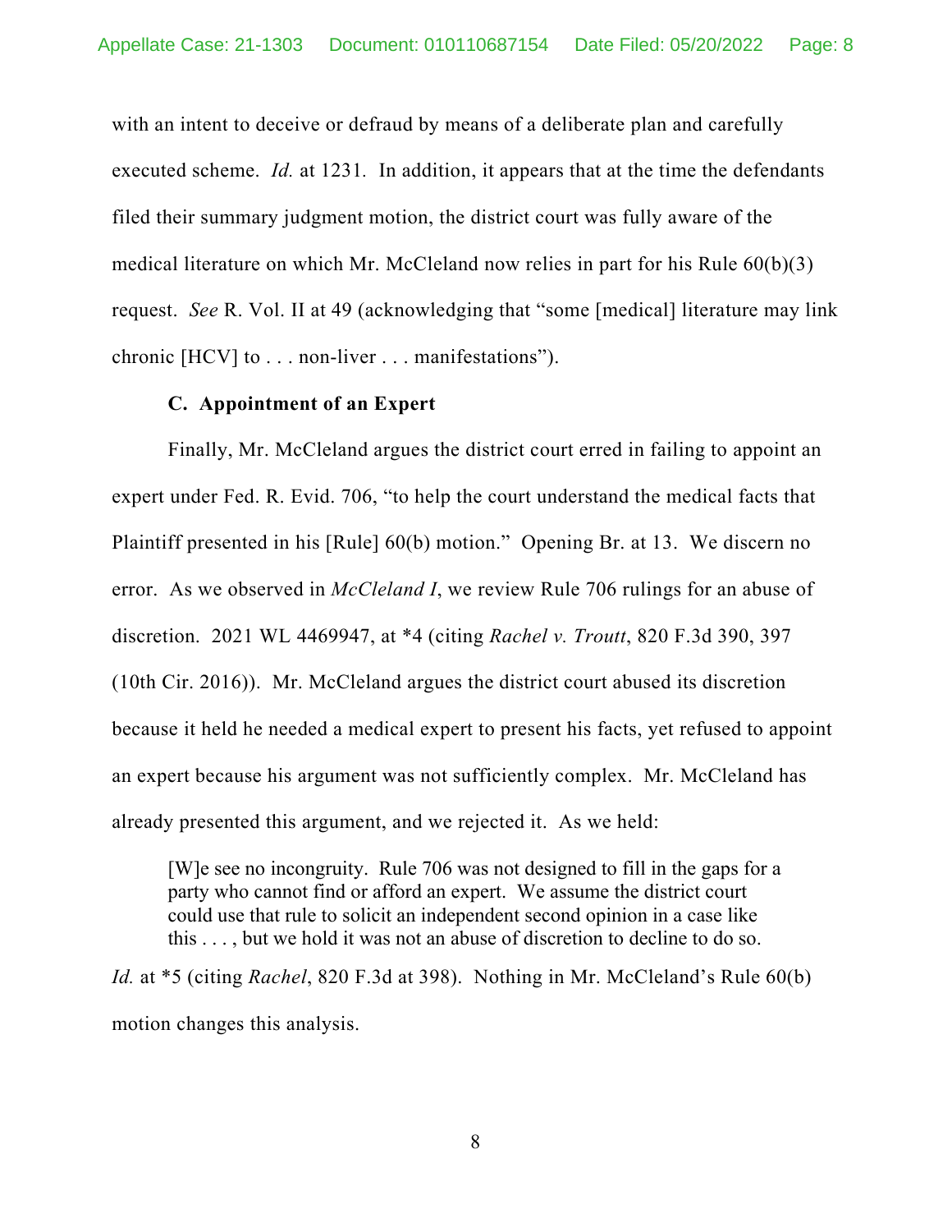with an intent to deceive or defraud by means of a deliberate plan and carefully executed scheme. *Id.* at 1231. In addition, it appears that at the time the defendants filed their summary judgment motion, the district court was fully aware of the medical literature on which Mr. McCleland now relies in part for his Rule 60(b)(3) request. *See* R. Vol. II at 49 (acknowledging that "some [medical] literature may link chronic [HCV] to . . . non-liver . . . manifestations").

### C. Appointment of an Expert

Finally, Mr. McCleland argues the district court erred in failing to appoint an expert under Fed. R. Evid. 706, "to help the court understand the medical facts that Plaintiff presented in his [Rule] 60(b) motion." Opening Br. at 13. We discern no error. As we observed in *McCleland I*, we review Rule 706 rulings for an abuse of discretion. 2021 WL 4469947, at *4 (citing *Rachel v. Troutt*, 820 F.3d 390, 397 (10th Cir. 2016)). Mr. McCleland argues the district court abused its discretion because it held he needed a medical expert to present his facts, yet refused to appoint an expert because his argument was not sufficiently complex. Mr. McCleland has already presented this argument, and we rejected it. As we held:

> [W]e see no incongruity. Rule 706 was not designed to fill in the gaps for a party who cannot find or afford an expert. We assume the district court could use that rule to solicit an independent second opinion in a case like this . . . , but we hold it was not an abuse of discretion to decline to do so.

*Id.* at *5 (citing *Rachel*, 820 F.3d at 398). Nothing in Mr. McCleland's Rule 60(b) motion changes this analysis.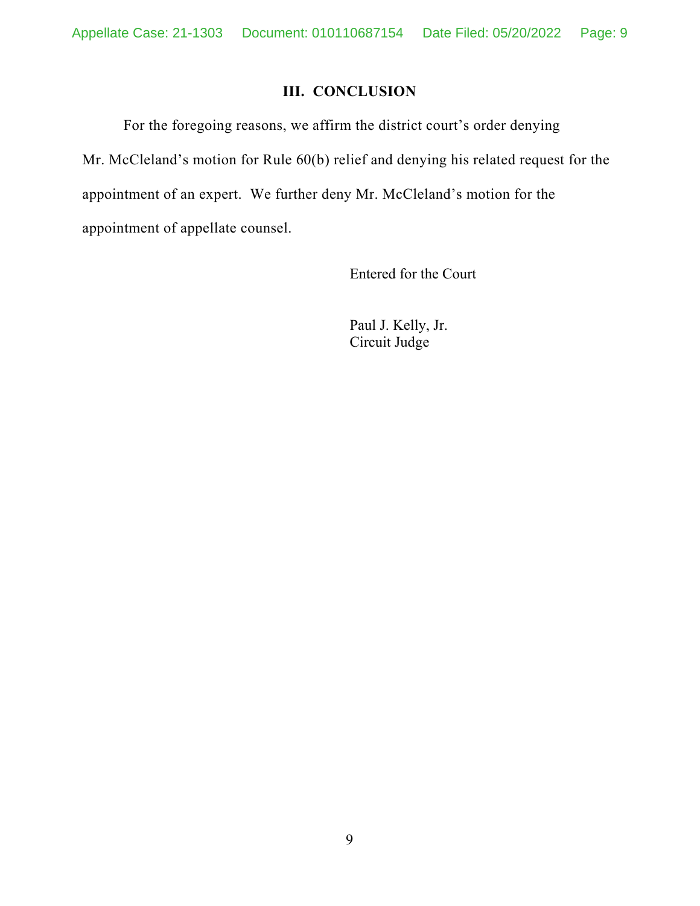## III. CONCLUSION

For the foregoing reasons, we affirm the district court's order denying Mr. McCleland's motion for Rule 60(b) relief and denying his related request for the appointment of an expert. We further deny Mr. McCleland's motion for the appointment of appellate counsel.

Entered for the Court

Paul J. Kelly, Jr.
Circuit Judge